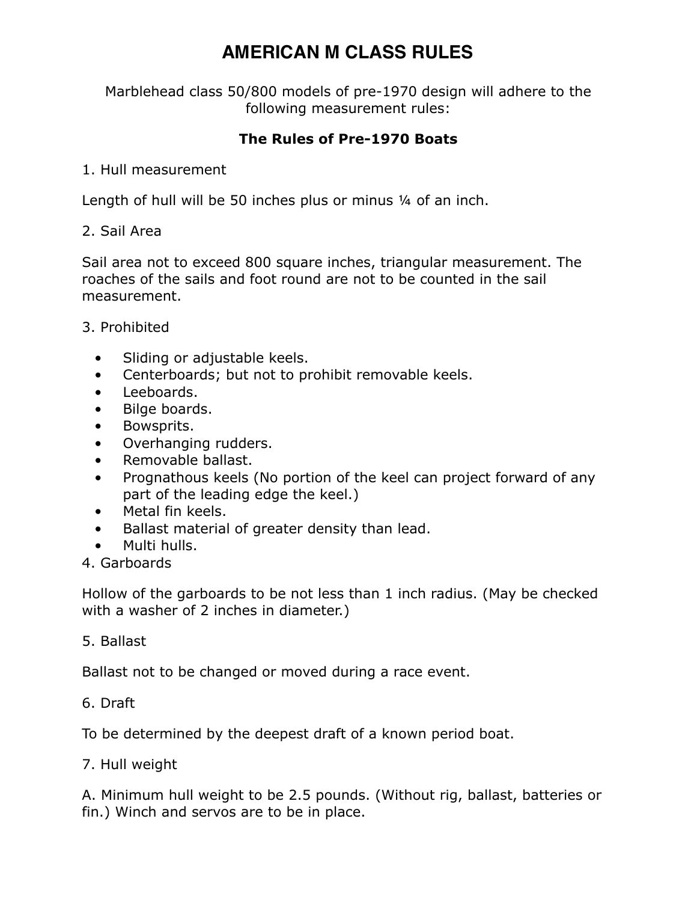# AMERICAN M CLASS RULES

Marblehead class 50/800 models of pre-1970 design will adhere to the following measurement rules:

**The Rules of Pre-1970 Boats**

1. Hull measurement

Length of hull will be 50 inches plus or minus ¼ of an inch.

2. Sail Area

Sail area not to exceed 800 square inches, triangular measurement. The roaches of the sails and foot round are not to be counted in the sail measurement.

3. Prohibited

- Sliding or adjustable keels.
- Centerboards; but not to prohibit removable keels.
- Leeboards.
- Bilge boards.
- Bowsprits.
- Overhanging rudders.
- Removable ballast.
- Prognathous keels (No portion of the keel can project forward of any part of the leading edge the keel.)
- Metal fin keels.
- Ballast material of greater density than lead.
- Multi hulls.

4. Garboards

Hollow of the garboards to be not less than 1 inch radius. (May be checked with a washer of 2 inches in diameter.)

5. Ballast

Ballast not to be changed or moved during a race event.

6. Draft

To be determined by the deepest draft of a known period boat.

7. Hull weight

A. Minimum hull weight to be 2.5 pounds. (Without rig, ballast, batteries or fin.) Winch and servos are to be in place.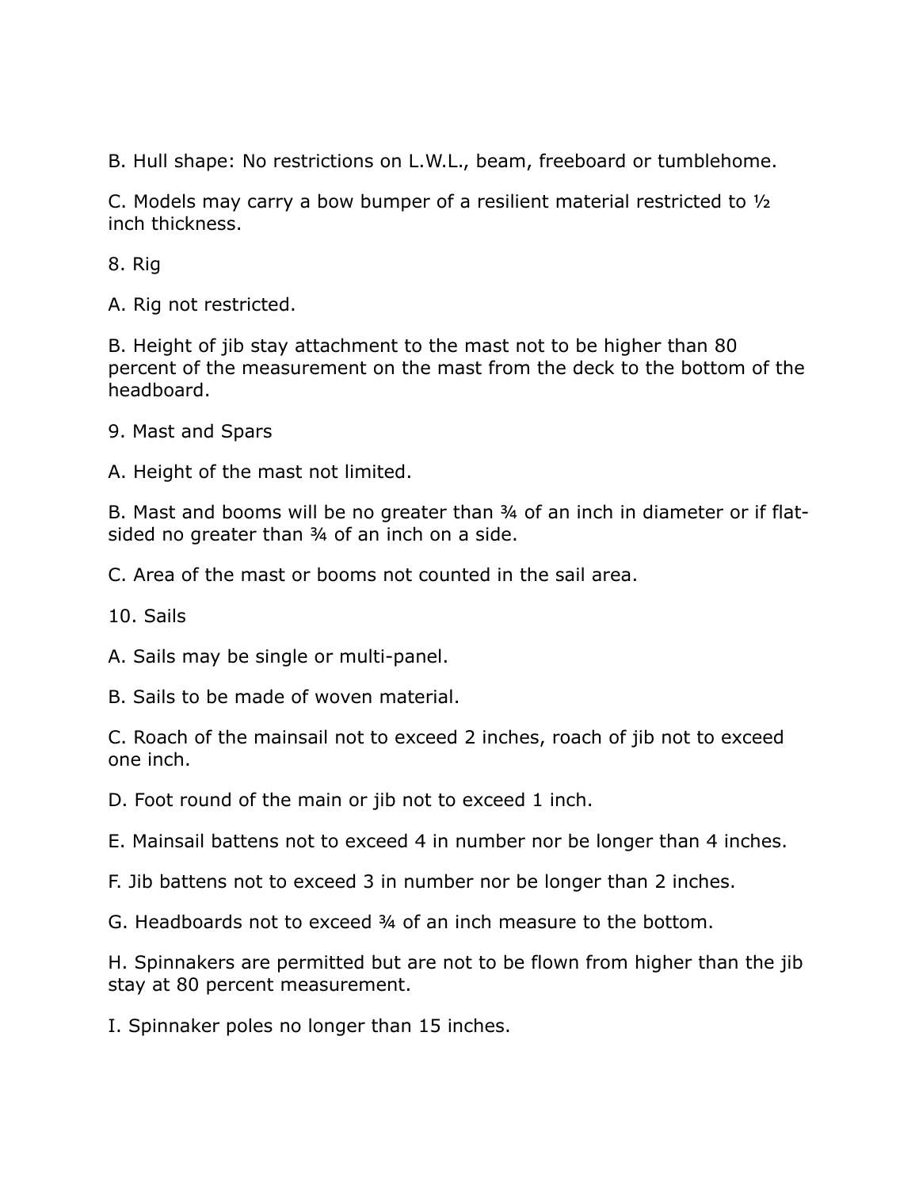B. Hull shape: No restrictions on L.W.L., beam, freeboard or tumblehome.

C. Models may carry a bow bumper of a resilient material restricted to ½ inch thickness.

8. Rig

A. Rig not restricted.

B. Height of jib stay attachment to the mast not to be higher than 80 percent of the measurement on the mast from the deck to the bottom of the headboard.

9. Mast and Spars

A. Height of the mast not limited.

B. Mast and booms will be no greater than ¾ of an inch in diameter or if flat-sided no greater than ¾ of an inch on a side.

C. Area of the mast or booms not counted in the sail area.

10. Sails

A. Sails may be single or multi-panel.

B. Sails to be made of woven material.

C. Roach of the mainsail not to exceed 2 inches, roach of jib not to exceed one inch.

D. Foot round of the main or jib not to exceed 1 inch.

E. Mainsail battens not to exceed 4 in number nor be longer than 4 inches.

F. Jib battens not to exceed 3 in number nor be longer than 2 inches.

G. Headboards not to exceed ¾ of an inch measure to the bottom.

H. Spinnakers are permitted but are not to be flown from higher than the jib stay at 80 percent measurement.

I. Spinnaker poles no longer than 15 inches.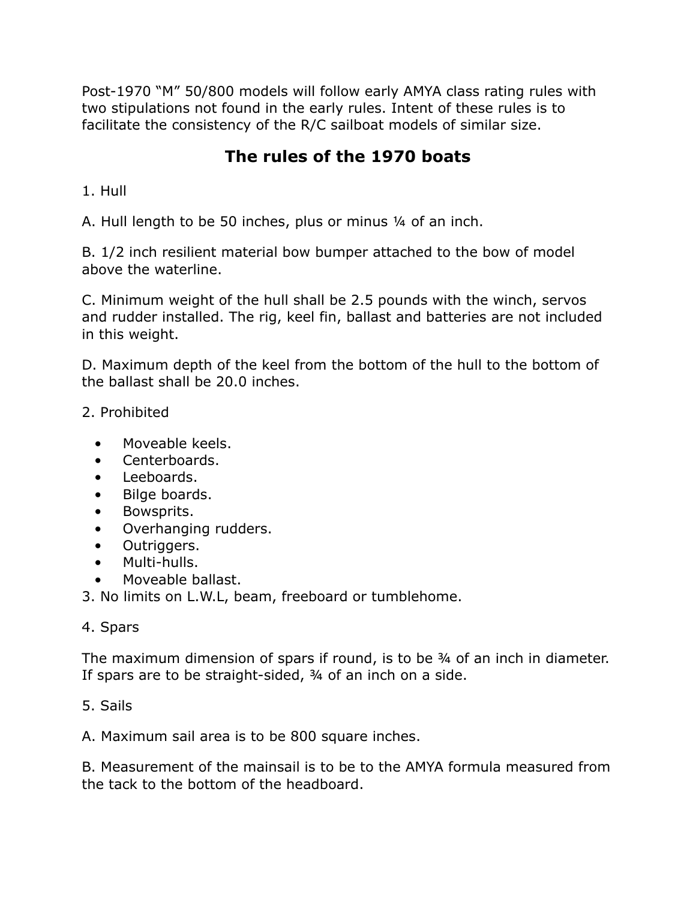Post-1970 “M” 50/800 models will follow early AMYA class rating rules with two stipulations not found in the early rules. Intent of these rules is to facilitate the consistency of the R/C sailboat models of similar size.

## The rules of the 1970 boats

1. Hull

A. Hull length to be 50 inches, plus or minus ¼ of an inch.

B. 1/2 inch resilient material bow bumper attached to the bow of model above the waterline.

C. Minimum weight of the hull shall be 2.5 pounds with the winch, servos and rudder installed. The rig, keel fin, ballast and batteries are not included in this weight.

D. Maximum depth of the keel from the bottom of the hull to the bottom of the ballast shall be 20.0 inches.

2. Prohibited

- Moveable keels.
- Centerboards.
- Leeboards.
- Bilge boards.
- Bowsprits.
- Overhanging rudders.
- Outriggers.
- Multi-hulls.
- Moveable ballast.

3. No limits on L.W.L, beam, freeboard or tumblehome.

4. Spars

The maximum dimension of spars if round, is to be ¾ of an inch in diameter. If spars are to be straight-sided, ¾ of an inch on a side.

5. Sails

A. Maximum sail area is to be 800 square inches.

B. Measurement of the mainsail is to be to the AMYA formula measured from the tack to the bottom of the headboard.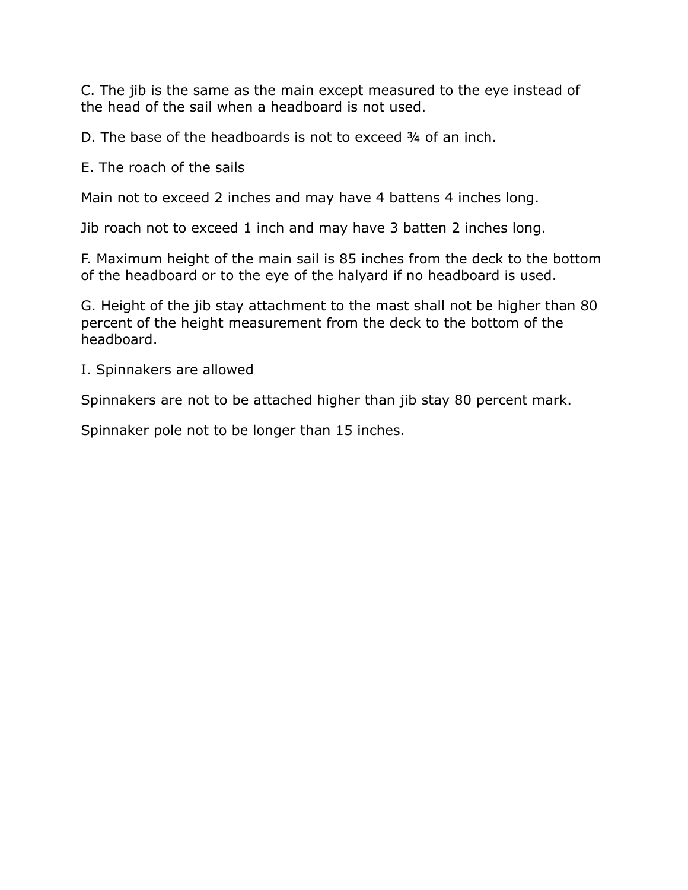C. The jib is the same as the main except measured to the eye instead of the head of the sail when a headboard is not used.

D. The base of the headboards is not to exceed ¾ of an inch.

E. The roach of the sails

Main not to exceed 2 inches and may have 4 battens 4 inches long.

Jib roach not to exceed 1 inch and may have 3 batten 2 inches long.

F. Maximum height of the main sail is 85 inches from the deck to the bottom of the headboard or to the eye of the halyard if no headboard is used.

G. Height of the jib stay attachment to the mast shall not be higher than 80 percent of the height measurement from the deck to the bottom of the headboard.

I. Spinnakers are allowed

Spinnakers are not to be attached higher than jib stay 80 percent mark.

Spinnaker pole not to be longer than 15 inches.